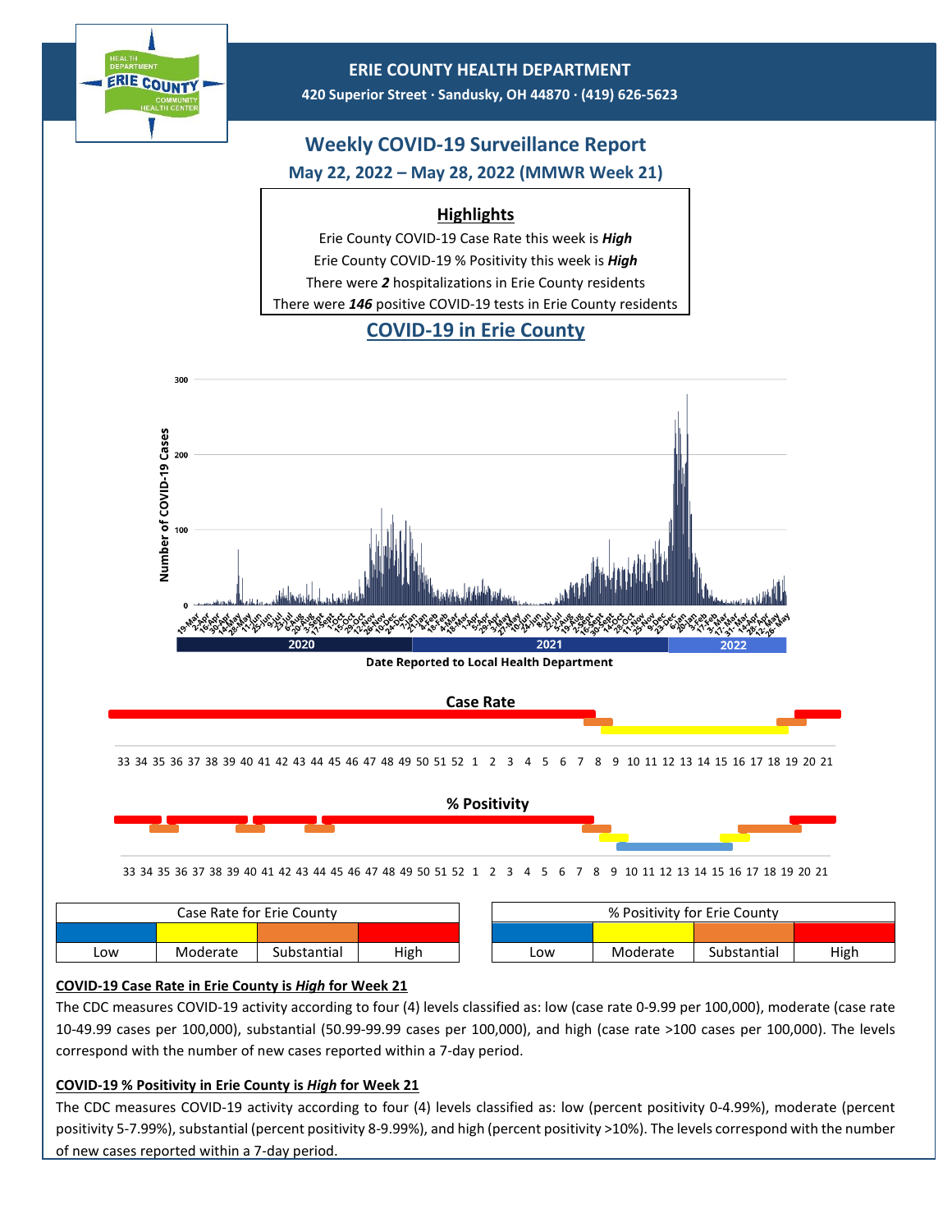**ERIE COUNTY HEALTH DEPARTMENT**

**420 Superior Street · Sandusky, OH 44870 · (419) 626-5623**

# Weekly COVID-19 Surveillance Report

## May 22, 2022 – May 28, 2022 (MMWR Week 21)

**Highlights**

Erie County COVID-19 Case Rate this week is ***High***

Erie County COVID-19 % Positivity this week is ***High***

There were ***2*** hospitalizations in Erie County residents

There were ***146*** positive COVID-19 tests in Erie County residents

## COVID-19 in Erie County

Number of COVID-19 Cases

Date Reported to Local Health Department

2020 | 2021 | 2022

**Case Rate**

33 34 35 36 37 38 39 40 41 42 43 44 45 46 47 48 49 50 51 52 1 2 3 4 5 6 7 8 9 10 11 12 13 14 15 16 17 18 19 20 21

**% Positivity**

33 34 35 36 37 38 39 40 41 42 43 44 45 46 47 48 49 50 51 52 1 2 3 4 5 6 7 8 9 10 11 12 13 14 15 16 17 18 19 20 21

| Case Rate for Erie County | | | |
|---|---|---|---|
| Low | Moderate | Substantial | High |

| % Positivity for Erie County | | | |
|---|---|---|---|
| Low | Moderate | Substantial | High |

**COVID-19 Case Rate in Erie County is *High* for Week 21**

The CDC measures COVID-19 activity according to four (4) levels classified as: low (case rate 0-9.99 per 100,000), moderate (case rate 10-49.99 cases per 100,000), substantial (50.99-99.99 cases per 100,000), and high (case rate >100 cases per 100,000). The levels correspond with the number of new cases reported within a 7-day period.

**COVID-19 % Positivity in Erie County is *High* for Week 21**

The CDC measures COVID-19 activity according to four (4) levels classified as: low (percent positivity 0-4.99%), moderate (percent positivity 5-7.99%), substantial (percent positivity 8-9.99%), and high (percent positivity >10%). The levels correspond with the number of new cases reported within a 7-day period.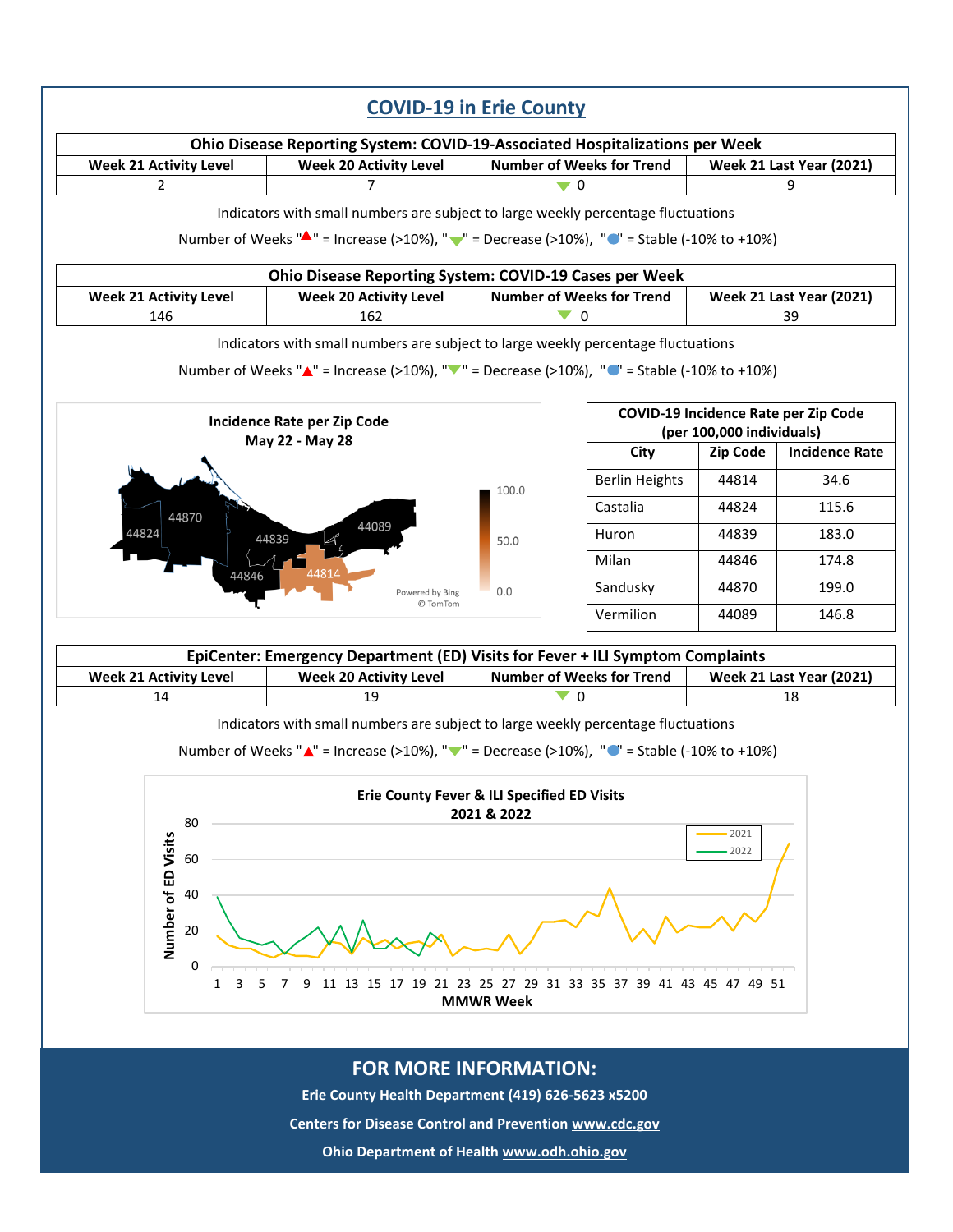## COVID-19 in Erie County

| Ohio Disease Reporting System: COVID-19-Associated Hospitalizations per Week | | | |
|---|---|---|---|
| Week 21 Activity Level | Week 20 Activity Level | Number of Weeks for Trend | Week 21 Last Year (2021) |
| 2 | 7 | ▼ 0 | 9 |

Indicators with small numbers are subject to large weekly percentage fluctuations

Number of Weeks "▲" = Increase (>10%), "▼" = Decrease (>10%), "●" = Stable (-10% to +10%)

| Ohio Disease Reporting System: COVID-19 Cases per Week | | | |
|---|---|---|---|
| Week 21 Activity Level | Week 20 Activity Level | Number of Weeks for Trend | Week 21 Last Year (2021) |
| 146 | 162 | ▼ 0 | 39 |

Indicators with small numbers are subject to large weekly percentage fluctuations

Number of Weeks "▲" = Increase (>10%), "▼" = Decrease (>10%), "●" = Stable (-10% to +10%)

Incidence Rate per Zip Code
May 22 - May 28

44870
44824
44839
44089
44846
44814

100.0
50.0
0.0

Powered by Bing
© TomTom

| COVID-19 Incidence Rate per Zip Code (per 100,000 individuals) | | |
|---|---|---|
| City | Zip Code | Incidence Rate |
| Berlin Heights | 44814 | 34.6 |
| Castalia | 44824 | 115.6 |
| Huron | 44839 | 183.0 |
| Milan | 44846 | 174.8 |
| Sandusky | 44870 | 199.0 |
| Vermilion | 44089 | 146.8 |

| EpiCenter: Emergency Department (ED) Visits for Fever + ILI Symptom Complaints | | | |
|---|---|---|---|
| Week 21 Activity Level | Week 20 Activity Level | Number of Weeks for Trend | Week 21 Last Year (2021) |
| 14 | 19 | ▼ 0 | 18 |

Indicators with small numbers are subject to large weekly percentage fluctuations

Number of Weeks "▲" = Increase (>10%), "▼" = Decrease (>10%), "●" = Stable (-10% to +10%)

Erie County Fever & ILI Specified ED Visits
2021 & 2022

Number of ED Visits
0
20
40
60
80

MMWR Week
1 3 5 7 9 11 13 15 17 19 21 23 25 27 29 31 33 35 37 39 41 43 45 47 49 51

2021
2022

## FOR MORE INFORMATION:

**Erie County Health Department (419) 626-5623 x5200**

**Centers for Disease Control and Prevention www.cdc.gov**

**Ohio Department of Health www.odh.ohio.gov**